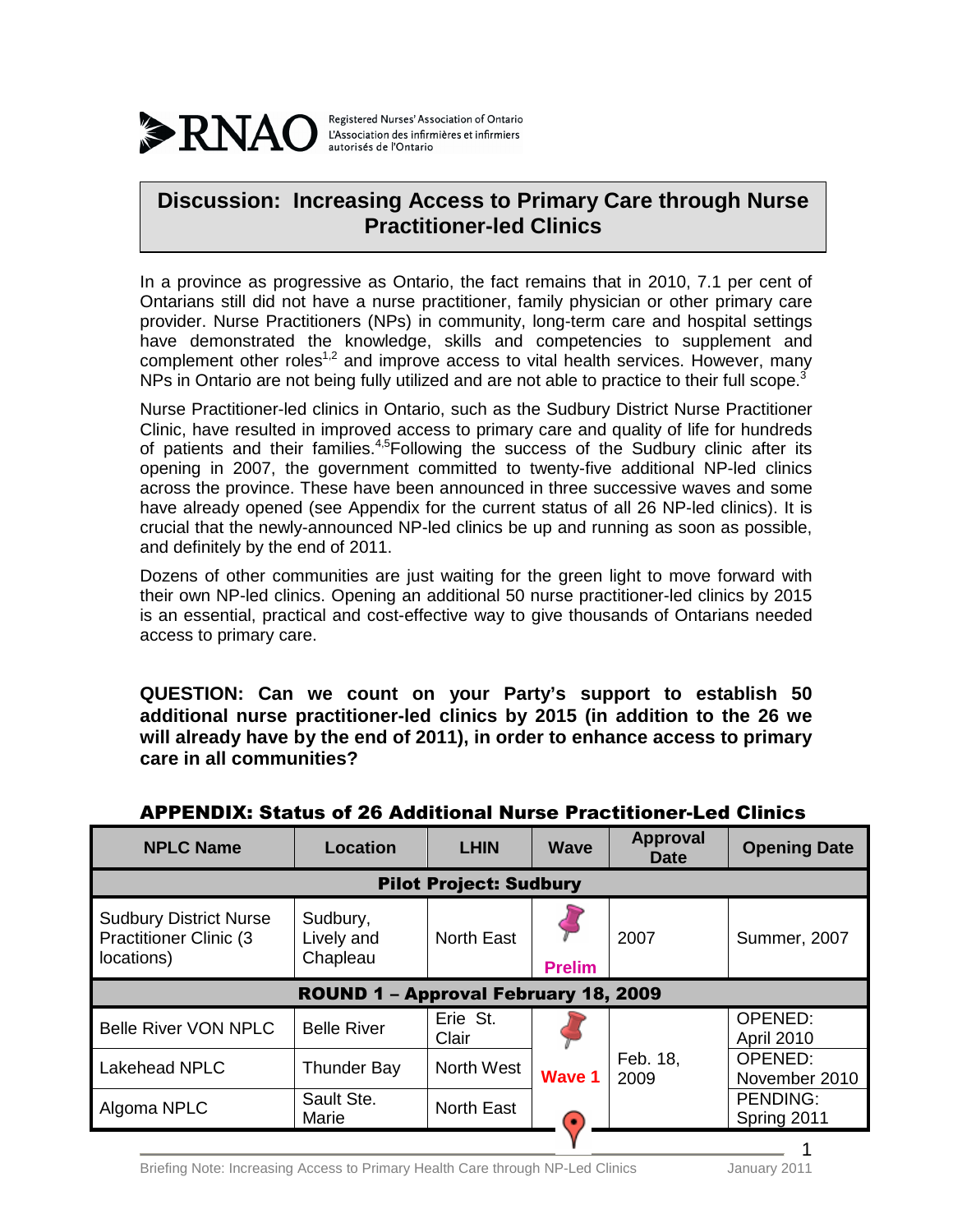RNAO Registered Nurses' Association of Ontario L'Association des infirmières et infirmiers autorisés de l'Ontario

# Discussion: Increasing Access to Primary Care through Nurse Practitioner-led Clinics

In a province as progressive as Ontario, the fact remains that in 2010, 7.1 per cent of Ontarians still did not have a nurse practitioner, family physician or other primary care provider. Nurse Practitioners (NPs) in community, long-term care and hospital settings have demonstrated the knowledge, skills and competencies to supplement and complement other roles[1,2] and improve access to vital health services. However, many NPs in Ontario are not being fully utilized and are not able to practice to their full scope.[3]

Nurse Practitioner-led clinics in Ontario, such as the Sudbury District Nurse Practitioner Clinic, have resulted in improved access to primary care and quality of life for hundreds of patients and their families.[4,5] Following the success of the Sudbury clinic after its opening in 2007, the government committed to twenty-five additional NP-led clinics across the province. These have been announced in three successive waves and some have already opened (see Appendix for the current status of all 26 NP-led clinics). It is crucial that the newly-announced NP-led clinics be up and running as soon as possible, and definitely by the end of 2011.

Dozens of other communities are just waiting for the green light to move forward with their own NP-led clinics. Opening an additional 50 nurse practitioner-led clinics by 2015 is an essential, practical and cost-effective way to give thousands of Ontarians needed access to primary care.

**QUESTION: Can we count on your Party's support to establish 50 additional nurse practitioner-led clinics by 2015 (in addition to the 26 we will already have by the end of 2011), in order to enhance access to primary care in all communities?**

## APPENDIX: Status of 26 Additional Nurse Practitioner-Led Clinics

| NPLC Name | Location | LHIN | Wave | Approval Date | Opening Date |
|---|---|---|---|---|---|
| **Pilot Project: Sudbury** | | | | | |
| Sudbury District Nurse Practitioner Clinic (3 locations) | Sudbury, Lively and Chapleau | North East | Prelim | 2007 | Summer, 2007 |
| **ROUND 1 – Approval February 18, 2009** | | | | | |
| Belle River VON NPLC | Belle River | Erie St. Clair | Wave 1 | Feb. 18, 2009 | OPENED: April 2010 |
| Lakehead NPLC | Thunder Bay | North West | Wave 1 | Feb. 18, 2009 | OPENED: November 2010 |
| Algoma NPLC | Sault Ste. Marie | North East | Wave 1 | Feb. 18, 2009 | PENDING: Spring 2011 |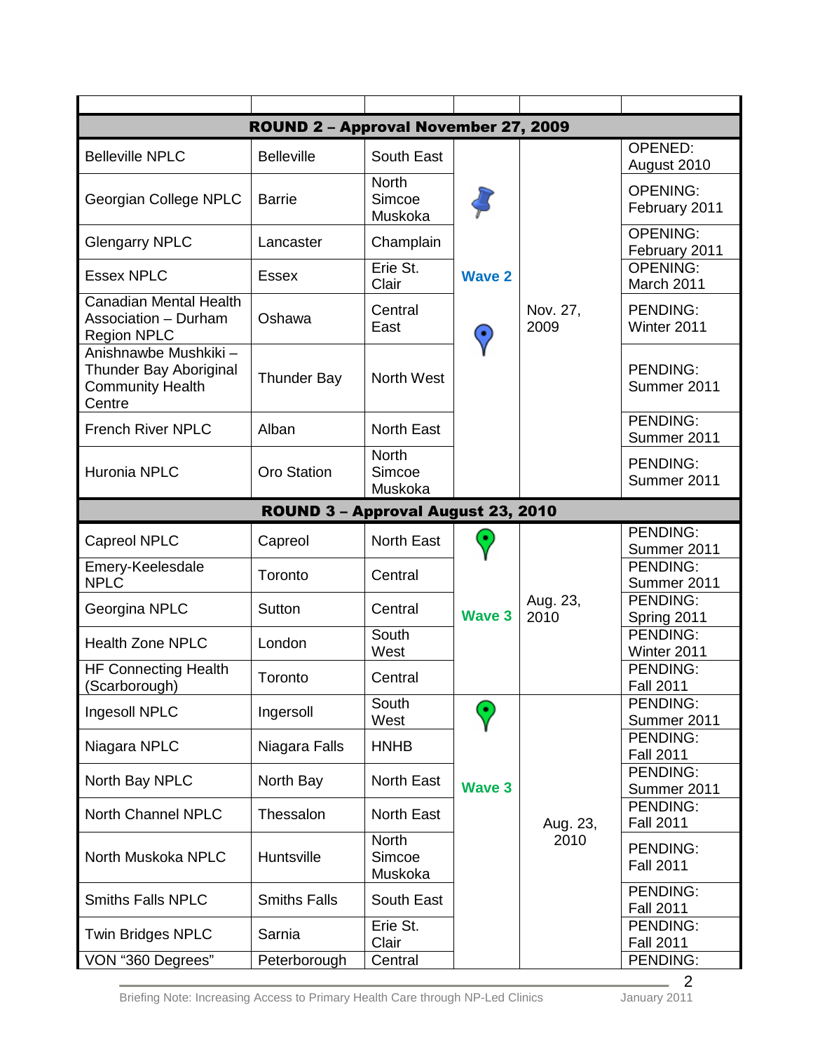| | | | | | |
|---|---|---|---|---|---|
| **ROUND 2 – Approval November 27, 2009** | | | | | |
| Belleville NPLC | Belleville | South East | Wave 2 | Nov. 27, 2009 | OPENED: August 2010 |
| Georgian College NPLC | Barrie | North Simcoe Muskoka | | | OPENING: February 2011 |
| Glengarry NPLC | Lancaster | Champlain | | | OPENING: February 2011 |
| Essex NPLC | Essex | Erie St. Clair | | | OPENING: March 2011 |
| Canadian Mental Health Association – Durham Region NPLC | Oshawa | Central East | | | PENDING: Winter 2011 |
| Anishnawbe Mushkiki – Thunder Bay Aboriginal Community Health Centre | Thunder Bay | North West | | | PENDING: Summer 2011 |
| French River NPLC | Alban | North East | | | PENDING: Summer 2011 |
| Huronia NPLC | Oro Station | North Simcoe Muskoka | | | PENDING: Summer 2011 |
| **ROUND 3 – Approval August 23, 2010** | | | | | |
| Capreol NPLC | Capreol | North East | Wave 3 | Aug. 23, 2010 | PENDING: Summer 2011 |
| Emery-Keelesdale NPLC | Toronto | Central | | | PENDING: Summer 2011 |
| Georgina NPLC | Sutton | Central | | | PENDING: Spring 2011 |
| Health Zone NPLC | London | South West | | | PENDING: Winter 2011 |
| HF Connecting Health (Scarborough) | Toronto | Central | | | PENDING: Fall 2011 |
| Ingesoll NPLC | Ingersoll | South West | Wave 3 | Aug. 23, 2010 | PENDING: Summer 2011 |
| Niagara NPLC | Niagara Falls | HNHB | | | PENDING: Fall 2011 |
| North Bay NPLC | North Bay | North East | | | PENDING: Summer 2011 |
| North Channel NPLC | Thessalon | North East | | | PENDING: Fall 2011 |
| North Muskoka NPLC | Huntsville | North Simcoe Muskoka | | | PENDING: Fall 2011 |
| Smiths Falls NPLC | Smiths Falls | South East | | | PENDING: Fall 2011 |
| Twin Bridges NPLC | Sarnia | Erie St. Clair | | | PENDING: Fall 2011 |
| VON "360 Degrees" | Peterborough | Central | | | PENDING: |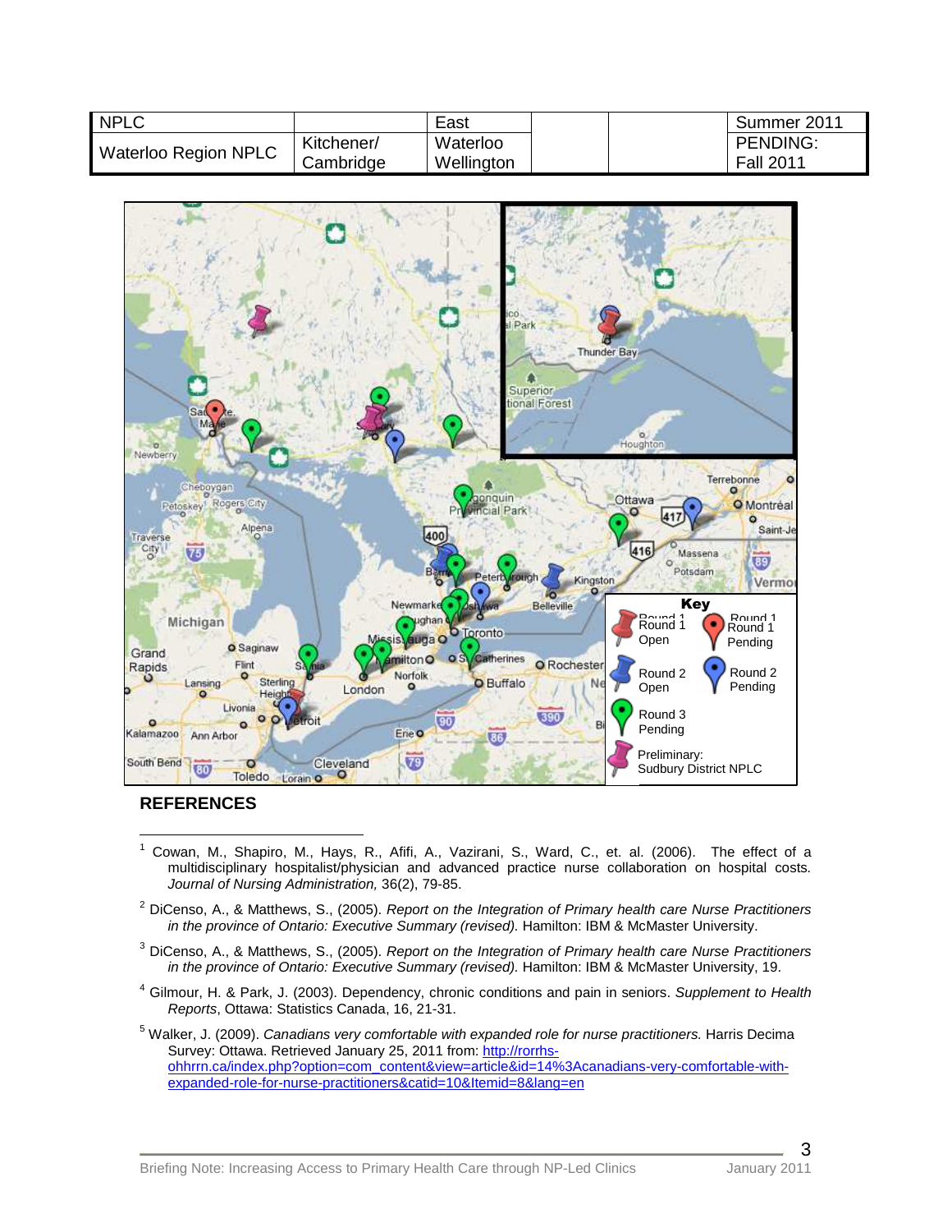| | | | | | |
|---|---|---|---|---|---|
| NPLC | | East | | | Summer 2011 |
| Waterloo Region NPLC | Kitchener/ Cambridge | Waterloo Wellington | | | PENDING: Fall 2011 |

Key

Round 1 Open

Round 1 Pending

Round 2 Open

Round 2 Pending

Round 3 Pending

Preliminary: Sudbury District NPLC

## REFERENCES

[1] Cowan, M., Shapiro, M., Hays, R., Afifi, A., Vazirani, S., Ward, C., et. al. (2006). The effect of a multidisciplinary hospitalist/physician and advanced practice nurse collaboration on hospital costs. *Journal of Nursing Administration,* 36(2), 79-85.

[2] DiCenso, A., & Matthews, S., (2005). *Report on the Integration of Primary health care Nurse Practitioners in the province of Ontario: Executive Summary (revised).* Hamilton: IBM & McMaster University.

[3] DiCenso, A., & Matthews, S., (2005). *Report on the Integration of Primary health care Nurse Practitioners in the province of Ontario: Executive Summary (revised).* Hamilton: IBM & McMaster University, 19.

[4] Gilmour, H. & Park, J. (2003). Dependency, chronic conditions and pain in seniors. *Supplement to Health Reports*, Ottawa: Statistics Canada, 16, 21-31.

[5] Walker, J. (2009). *Canadians very comfortable with expanded role for nurse practitioners.* Harris Decima Survey: Ottawa. Retrieved January 25, 2011 from: http://rorrhs-ohhrrn.ca/index.php?option=com_content&view=article&id=14%3Acanadians-very-comfortable-with-expanded-role-for-nurse-practitioners&catid=10&Itemid=8&lang=en